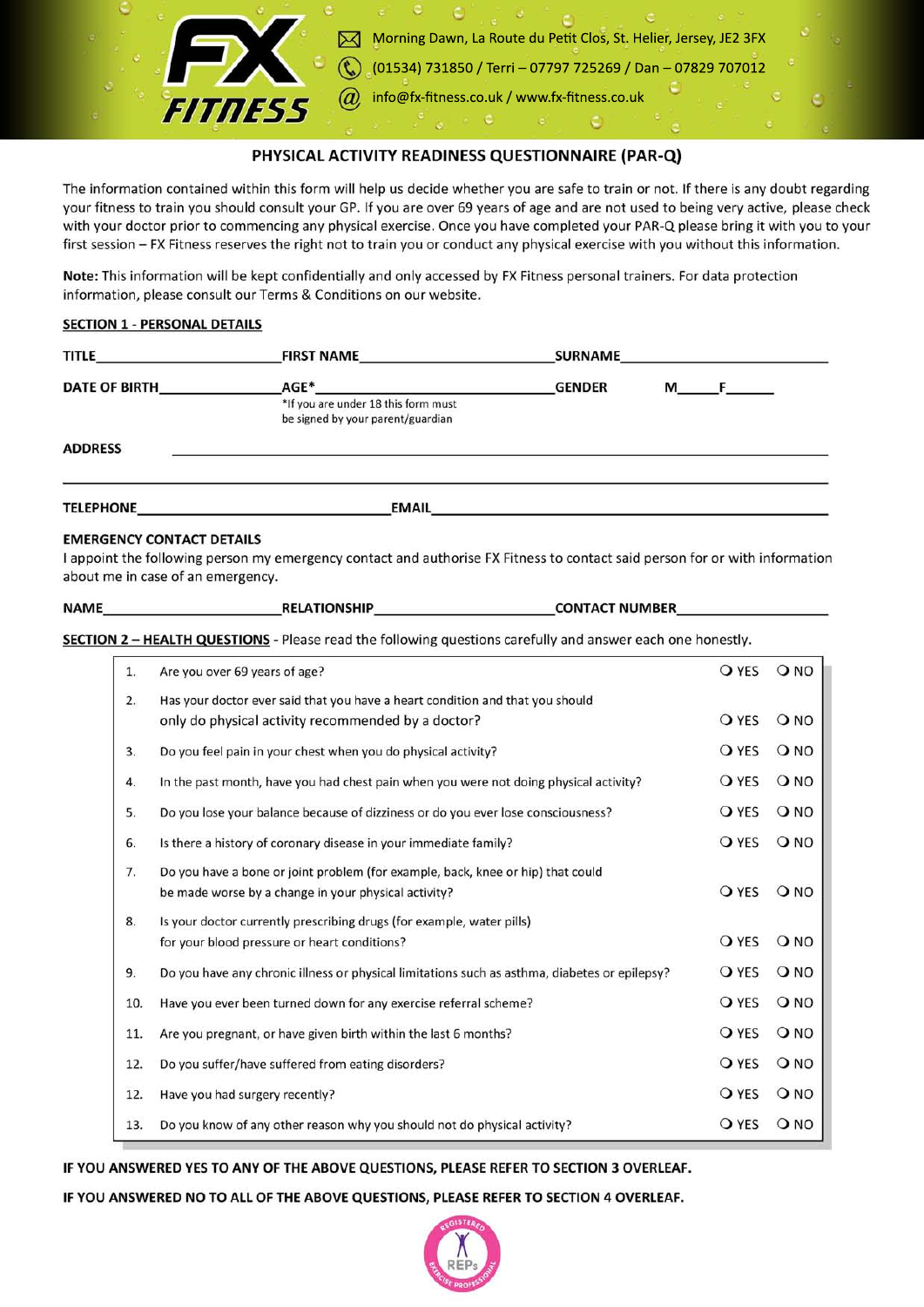FX FITNESS

Morning Dawn, La Route du Petit Clos, St. Helier, Jersey, JE2 3FX
(01534) 731850 / Terri – 07797 725269 / Dan – 07829 707012
info@fx-fitness.co.uk / www.fx-fitness.co.uk

# PHYSICAL ACTIVITY READINESS QUESTIONNAIRE (PAR-Q)

The information contained within this form will help us decide whether you are safe to train or not. If there is any doubt regarding your fitness to train you should consult your GP. If you are over 69 years of age and are not used to being very active, please check with your doctor prior to commencing any physical exercise. Once you have completed your PAR-Q please bring it with you to your first session – FX Fitness reserves the right not to train you or conduct any physical exercise with you without this information.

**Note:** This information will be kept confidentially and only accessed by FX Fitness personal trainers. For data protection information, please consult our Terms & Conditions on our website.

## SECTION 1 - PERSONAL DETAILS

**TITLE**\_\_\_\_\_\_\_\_\_\_\_\_\_\_\_\_ **FIRST NAME**\_\_\_\_\_\_\_\_\_\_\_\_\_\_\_\_ **SURNAME**\_\_\_\_\_\_\_\_\_\_\_\_\_\_\_\_

**DATE OF BIRTH**\_\_\_\_\_\_\_\_\_\_\_\_ **AGE***\_\_\_\_\_\_\_\_\_\_\_\_\_\_\_\_ **GENDER** **M**\_\_\_\_ **F**\_\_\_\_

*If you are under 18 this form must be signed by your parent/guardian

**ADDRESS** \_\_\_\_\_\_\_\_\_\_\_\_\_\_\_\_\_\_\_\_\_\_\_\_\_\_\_\_\_\_\_\_\_\_\_\_\_\_\_\_\_\_\_\_

\_\_\_\_\_\_\_\_\_\_\_\_\_\_\_\_\_\_\_\_\_\_\_\_\_\_\_\_\_\_\_\_\_\_\_\_\_\_\_\_\_\_\_\_\_\_\_\_\_\_\_\_\_\_

**TELEPHONE**\_\_\_\_\_\_\_\_\_\_\_\_\_\_\_\_\_\_\_\_ **EMAIL**\_\_\_\_\_\_\_\_\_\_\_\_\_\_\_\_\_\_\_\_\_\_\_\_\_\_\_\_

**EMERGENCY CONTACT DETAILS**

I appoint the following person my emergency contact and authorise FX Fitness to contact said person for or with information about me in case of an emergency.

**NAME**\_\_\_\_\_\_\_\_\_\_\_\_\_\_\_\_ **RELATIONSHIP**\_\_\_\_\_\_\_\_\_\_\_\_\_\_\_\_ **CONTACT NUMBER**\_\_\_\_\_\_\_\_\_\_\_\_\_\_\_\_

## SECTION 2 – HEALTH QUESTIONS - Please read the following questions carefully and answer each one honestly.

| | | | |
|---|---|---|---|
| 1. | Are you over 69 years of age? | ❍ YES | ❍ NO |
| 2. | Has your doctor ever said that you have a heart condition and that you should only do physical activity recommended by a doctor? | ❍ YES | ❍ NO |
| 3. | Do you feel pain in your chest when you do physical activity? | ❍ YES | ❍ NO |
| 4. | In the past month, have you had chest pain when you were not doing physical activity? | ❍ YES | ❍ NO |
| 5. | Do you lose your balance because of dizziness or do you ever lose consciousness? | ❍ YES | ❍ NO |
| 6. | Is there a history of coronary disease in your immediate family? | ❍ YES | ❍ NO |
| 7. | Do you have a bone or joint problem (for example, back, knee or hip) that could be made worse by a change in your physical activity? | ❍ YES | ❍ NO |
| 8. | Is your doctor currently prescribing drugs (for example, water pills) for your blood pressure or heart conditions? | ❍ YES | ❍ NO |
| 9. | Do you have any chronic illness or physical limitations such as asthma, diabetes or epilepsy? | ❍ YES | ❍ NO |
| 10. | Have you ever been turned down for any exercise referral scheme? | ❍ YES | ❍ NO |
| 11. | Are you pregnant, or have given birth within the last 6 months? | ❍ YES | ❍ NO |
| 12. | Do you suffer/have suffered from eating disorders? | ❍ YES | ❍ NO |
| 12. | Have you had surgery recently? | ❍ YES | ❍ NO |
| 13. | Do you know of any other reason why you should not do physical activity? | ❍ YES | ❍ NO |

**IF YOU ANSWERED YES TO ANY OF THE ABOVE QUESTIONS, PLEASE REFER TO SECTION 3 OVERLEAF.**

**IF YOU ANSWERED NO TO ALL OF THE ABOVE QUESTIONS, PLEASE REFER TO SECTION 4 OVERLEAF.**

REGISTERED REPs EXERCISE PROFESSIONAL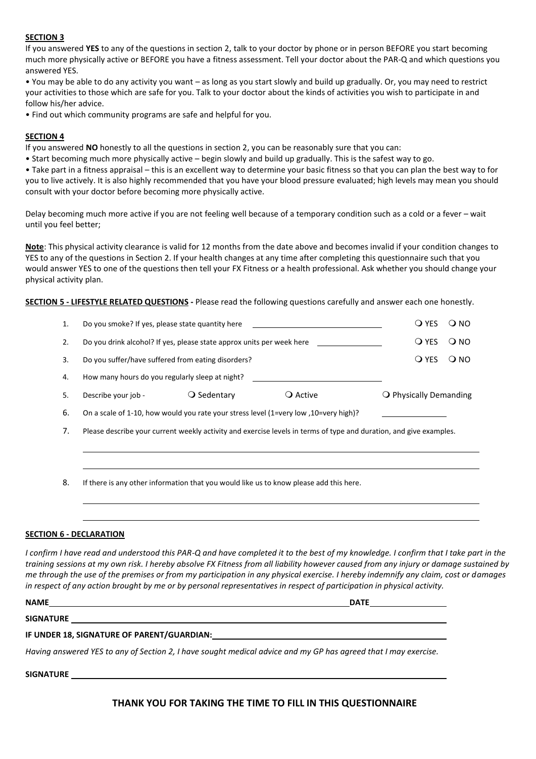**SECTION 3**

If you answered **YES** to any of the questions in section 2, talk to your doctor by phone or in person BEFORE you start becoming much more physically active or BEFORE you have a fitness assessment. Tell your doctor about the PAR-Q and which questions you answered YES.

- You may be able to do any activity you want – as long as you start slowly and build up gradually. Or, you may need to restrict your activities to those which are safe for you. Talk to your doctor about the kinds of activities you wish to participate in and follow his/her advice.
- Find out which community programs are safe and helpful for you.

**SECTION 4**

If you answered **NO** honestly to all the questions in section 2, you can be reasonably sure that you can:

- Start becoming much more physically active – begin slowly and build up gradually. This is the safest way to go.
- Take part in a fitness appraisal – this is an excellent way to determine your basic fitness so that you can plan the best way to for you to live actively. It is also highly recommended that you have your blood pressure evaluated; high levels may mean you should consult with your doctor before becoming more physically active.

Delay becoming much more active if you are not feeling well because of a temporary condition such as a cold or a fever – wait until you feel better;

**Note**: This physical activity clearance is valid for 12 months from the date above and becomes invalid if your condition changes to YES to any of the questions in Section 2. If your health changes at any time after completing this questionnaire such that you would answer YES to one of the questions then tell your FX Fitness or a health professional. Ask whether you should change your physical activity plan.

**SECTION 5 - LIFESTYLE RELATED QUESTIONS -** Please read the following questions carefully and answer each one honestly.

1. Do you smoke? If yes, please state quantity here \_\_\_\_\_\_\_\_\_\_\_\_\_\_\_\_\_\_\_\_ ○ YES ○ NO
2. Do you drink alcohol? If yes, please state approx units per week here \_\_\_\_\_\_\_\_\_\_ ○ YES ○ NO
3. Do you suffer/have suffered from eating disorders? ○ YES ○ NO
4. How many hours do you regularly sleep at night? \_\_\_\_\_\_\_\_\_\_\_\_\_\_\_\_\_\_\_\_
5. Describe your job - ○ Sedentary ○ Active ○ Physically Demanding
6. On a scale of 1-10, how would you rate your stress level (1=very low ,10=very high)? \_\_\_\_\_\_\_\_\_\_
7. Please describe your current weekly activity and exercise levels in terms of type and duration, and give examples.

\_\_\_\_\_\_\_\_\_\_\_\_\_\_\_\_\_\_\_\_\_\_\_\_\_\_\_\_\_\_\_\_\_\_\_\_\_\_\_\_\_\_\_\_\_\_\_\_\_\_\_\_\_\_\_\_\_\_\_\_

\_\_\_\_\_\_\_\_\_\_\_\_\_\_\_\_\_\_\_\_\_\_\_\_\_\_\_\_\_\_\_\_\_\_\_\_\_\_\_\_\_\_\_\_\_\_\_\_\_\_\_\_\_\_\_\_\_\_\_\_

8. If there is any other information that you would like us to know please add this here.

\_\_\_\_\_\_\_\_\_\_\_\_\_\_\_\_\_\_\_\_\_\_\_\_\_\_\_\_\_\_\_\_\_\_\_\_\_\_\_\_\_\_\_\_\_\_\_\_\_\_\_\_\_\_\_\_\_\_\_\_

\_\_\_\_\_\_\_\_\_\_\_\_\_\_\_\_\_\_\_\_\_\_\_\_\_\_\_\_\_\_\_\_\_\_\_\_\_\_\_\_\_\_\_\_\_\_\_\_\_\_\_\_\_\_\_\_\_\_\_\_

**SECTION 6 - DECLARATION**

*I confirm I have read and understood this PAR-Q and have completed it to the best of my knowledge. I confirm that I take part in the training sessions at my own risk. I hereby absolve FX Fitness from all liability however caused from any injury or damage sustained by me through the use of the premises or from my participation in any physical exercise. I hereby indemnify any claim, cost or damages in respect of any action brought by me or by personal representatives in respect of participation in physical activity.*

**NAME** \_\_\_\_\_\_\_\_\_\_\_\_\_\_\_\_\_\_\_\_\_\_\_\_\_\_\_\_\_\_\_\_\_\_\_\_\_\_\_\_ **DATE** \_\_\_\_\_\_\_\_\_\_\_\_

**SIGNATURE** \_\_\_\_\_\_\_\_\_\_\_\_\_\_\_\_\_\_\_\_\_\_\_\_\_\_\_\_\_\_\_\_\_\_\_\_\_\_\_\_\_\_\_\_\_\_\_\_\_\_

**IF UNDER 18, SIGNATURE OF PARENT/GUARDIAN:** \_\_\_\_\_\_\_\_\_\_\_\_\_\_\_\_\_\_\_\_\_\_\_\_\_\_\_\_\_\_

*Having answered YES to any of Section 2, I have sought medical advice and my GP has agreed that I may exercise.*

**SIGNATURE** \_\_\_\_\_\_\_\_\_\_\_\_\_\_\_\_\_\_\_\_\_\_\_\_\_\_\_\_\_\_\_\_\_\_\_\_\_\_\_\_\_\_\_\_\_\_\_\_\_\_

## THANK YOU FOR TAKING THE TIME TO FILL IN THIS QUESTIONNAIRE